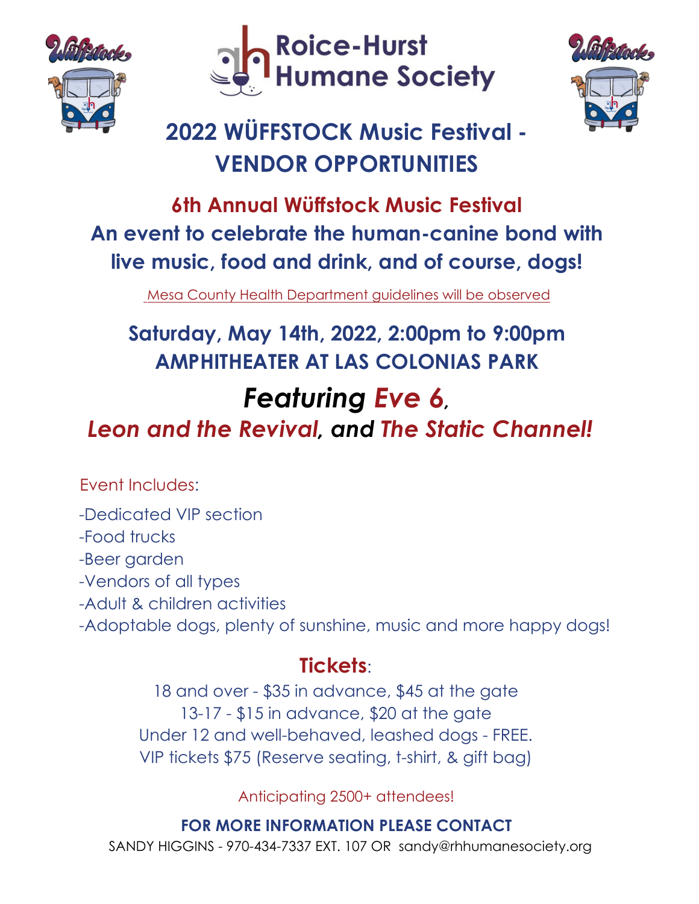Roice-Hurst Humane Society

# 2022 WÜFFSTOCK Music Festival - VENDOR OPPORTUNITIES

## 6th Annual Wüffstock Music Festival

## An event to celebrate the human-canine bond with live music, food and drink, and of course, dogs!

Mesa County Health Department guidelines will be observed

## Saturday, May 14th, 2022, 2:00pm to 9:00pm
## AMPHITHEATER AT LAS COLONIAS PARK

# *Featuring Eve 6, Leon and the Revival, and The Static Channel!*

Event Includes:

-Dedicated VIP section
-Food trucks
-Beer garden
-Vendors of all types
-Adult & children activities
-Adoptable dogs, plenty of sunshine, music and more happy dogs!

## Tickets:

18 and over - $35 in advance, $45 at the gate
13-17 - $15 in advance, $20 at the gate
Under 12 and well-behaved, leashed dogs - FREE.
VIP tickets $75 (Reserve seating, t-shirt, & gift bag)

Anticipating 2500+ attendees!

**FOR MORE INFORMATION PLEASE CONTACT**

SANDY HIGGINS - 970-434-7337 EXT. 107 OR sandy@rhhumanesociety.org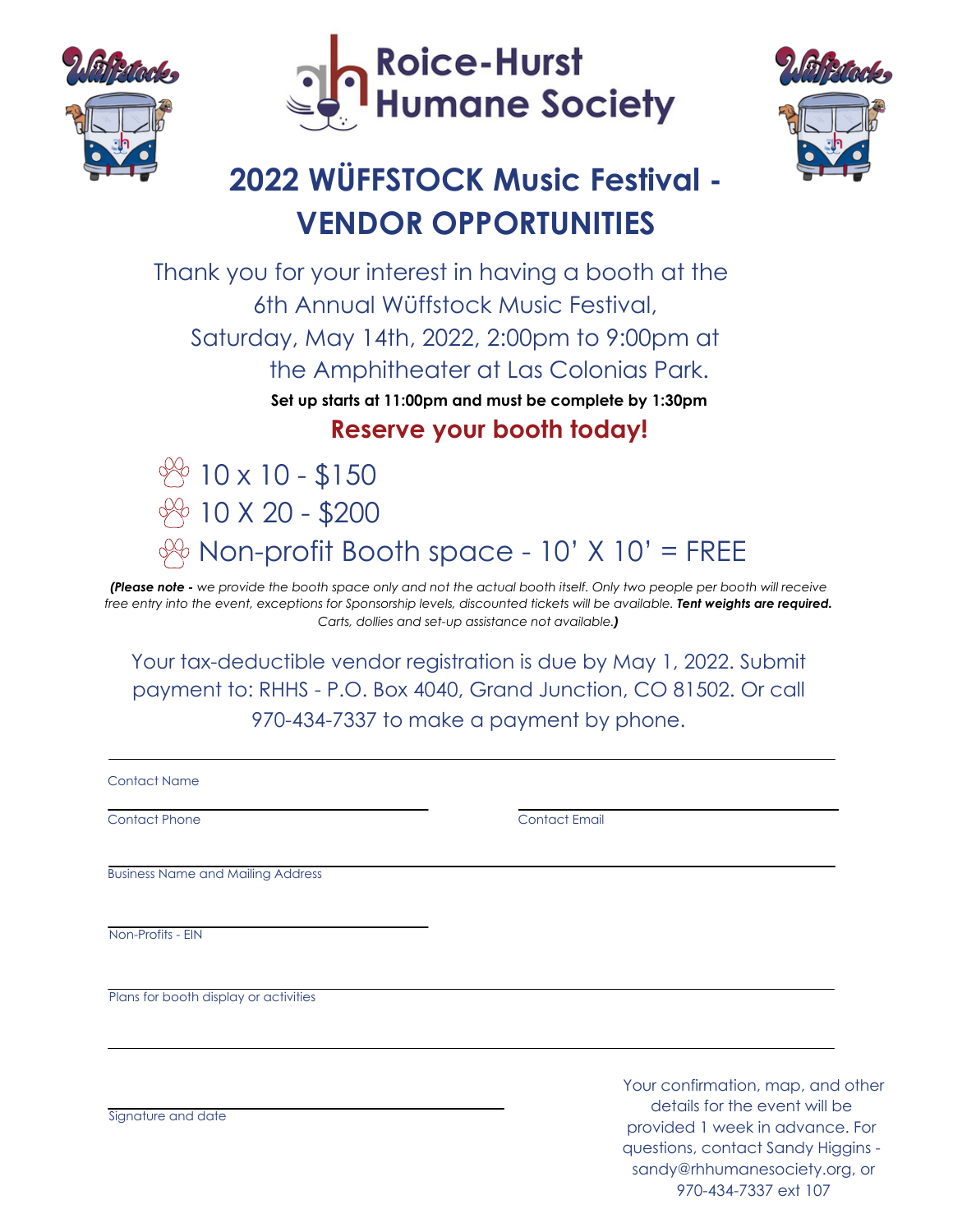Roice-Hurst Humane Society

# 2022 WÜFFSTOCK Music Festival - VENDOR OPPORTUNITIES

Thank you for your interest in having a booth at the 6th Annual Wüffstock Music Festival, Saturday, May 14th, 2022, 2:00pm to 9:00pm at the Amphitheater at Las Colonias Park.

**Set up starts at 11:00pm and must be complete by 1:30pm**

## Reserve your booth today!

- 10 x 10 - $150
- 10 X 20 - $200
- Non-profit Booth space - 10' X 10' = FREE

***(Please note** - we provide the booth space only and not the actual booth itself. Only two people per booth will receive free entry into the event, exceptions for Sponsorship levels, discounted tickets will be available. **Tent weights are required.** Carts, dollies and set-up assistance not available.**)***

Your tax-deductible vendor registration is due by May 1, 2022. Submit payment to: RHHS - P.O. Box 4040, Grand Junction, CO 81502. Or call 970-434-7337 to make a payment by phone.

Contact Name ______________________________

Contact Phone ______________________________ Contact Email ______________________________

Business Name and Mailing Address ______________________________

Non-Profits - EIN ______________________________

Plans for booth display or activities ______________________________

______________________________

Signature and date ______________________________

Your confirmation, map, and other details for the event will be provided 1 week in advance. For questions, contact Sandy Higgins - sandy@rhhumanesociety.org, or 970-434-7337 ext 107